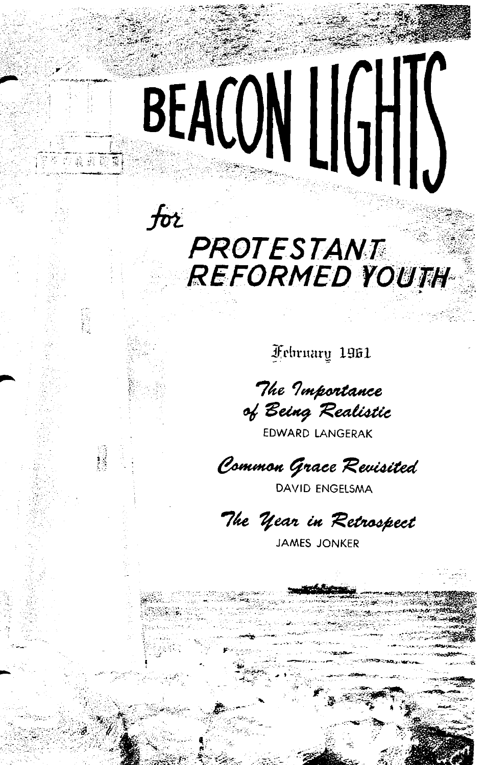# BEACON LIGHTS

## for PROTESTANT REFORMED YOUTH

February 1961

*The Importance of Being Realistic*

EDWARD LANGERAK

*Common Grace Revisited*

DAVID ENGELSMA

*The Year in Retrospect*

JAMES JONKER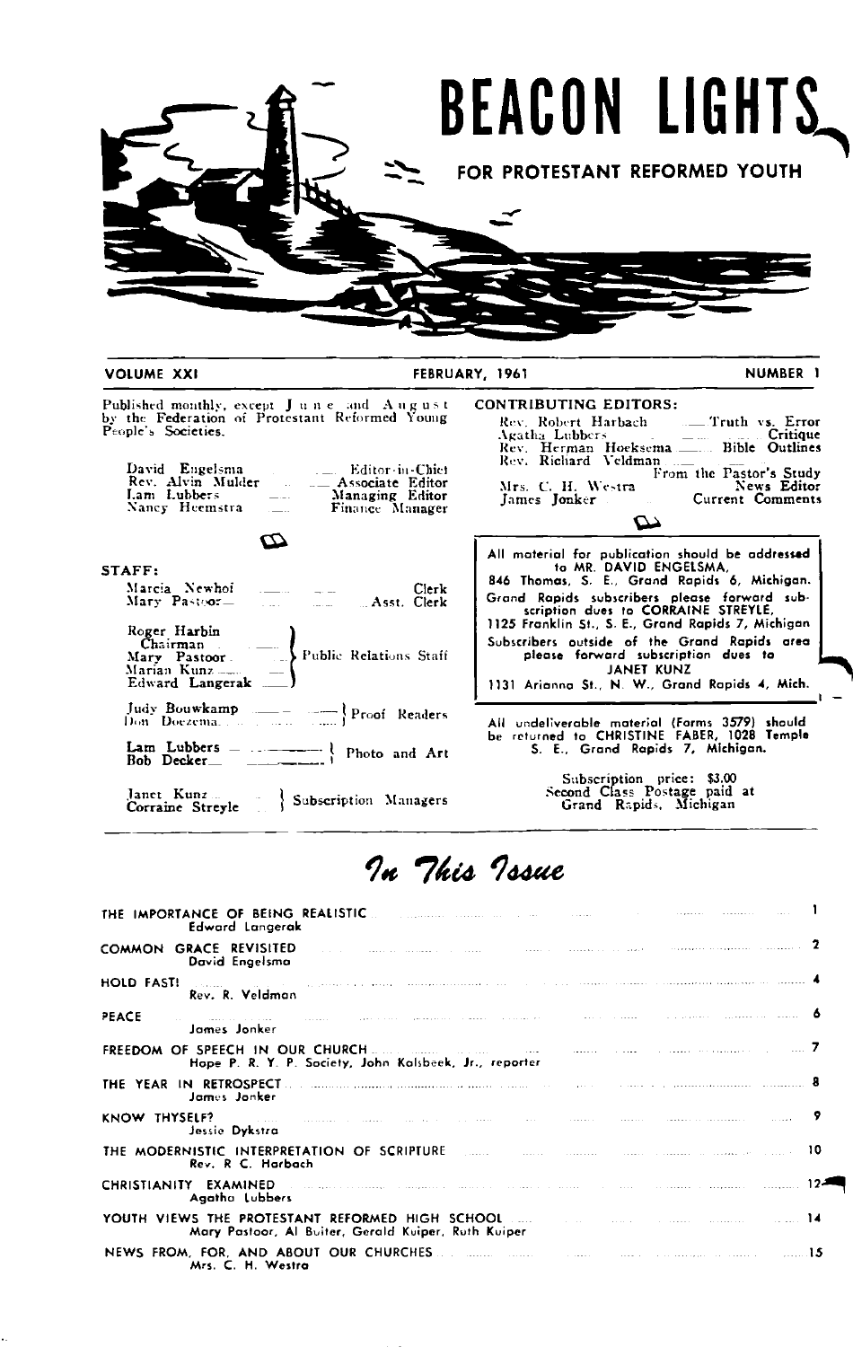# BEACON LIGHTS

## FOR PROTESTANT REFORMED YOUTH

VOLUME XXI — FEBRUARY, 1961 — NUMBER 1

Published monthly, except June and August by the Federation of Protestant Reformed Young People's Societies.

David Engelsma — Editor-in-Chief
Rev. Alvin Mulder — Associate Editor
Lam Lubbers — Managing Editor
Nancy Heemstra — Finance Manager

**STAFF:**

Marcia Newhof — Clerk
Mary Pastoor — Asst. Clerk

Roger Harbin, Chairman; Mary Pastoor; Marian Kunz; Edward Langerak — Public Relations Staff

Judy Bouwkamp; Don Doezema — Proof Readers

Lam Lubbers; Bob Decker — Photo and Art

Janet Kunz; Corraine Streyle — Subscription Managers

**CONTRIBUTING EDITORS:**

Rev. Robert Harbach — Truth vs. Error
Agatha Lubbers — Critique
Rev. Herman Hoeksema — Bible Outlines
Rev. Richard Veldman — From the Pastor's Study
Mrs. C. H. Westra — News Editor
James Jonker — Current Comments

All material for publication should be addressed to MR. DAVID ENGELSMA, 846 Thomas, S. E., Grand Rapids 6, Michigan.

Grand Rapids subscribers please forward subscription dues to CORRAINE STREYLE, 1125 Franklin St., S. E., Grand Rapids 7, Michigan

Subscribers outside of the Grand Rapids area please forward subscription dues to JANET KUNZ 1131 Arianna St., N. W., Grand Rapids 4, Mich.

All undeliverable material (Forms 3579) should be returned to CHRISTINE FABER, 1028 Temple S. E., Grand Rapids 7, Michigan.

Subscription price: $3.00
Second Class Postage paid at Grand Rapids, Michigan

## *In This Issue*

| | |
|---|---|
| THE IMPORTANCE OF BEING REALISTIC — Edward Langerak | 1 |
| COMMON GRACE REVISITED — David Engelsma | 2 |
| HOLD FAST! — Rev. R. Veldman | 4 |
| PEACE — James Jonker | 6 |
| FREEDOM OF SPEECH IN OUR CHURCH — Hope P. R. Y. P. Society, John Kalsbeek, Jr., reporter | 7 |
| THE YEAR IN RETROSPECT — James Jonker | 8 |
| KNOW THYSELF? — Jessie Dykstra | 9 |
| THE MODERNISTIC INTERPRETATION OF SCRIPTURE — Rev. R C. Harbach | 10 |
| CHRISTIANITY EXAMINED — Agatha Lubbers | 12 |
| YOUTH VIEWS THE PROTESTANT REFORMED HIGH SCHOOL — Mary Pastoor, Al Buiter, Gerald Kuiper, Ruth Kuiper | 14 |
| NEWS FROM, FOR, AND ABOUT OUR CHURCHES — Mrs. C. H. Westra | 15 |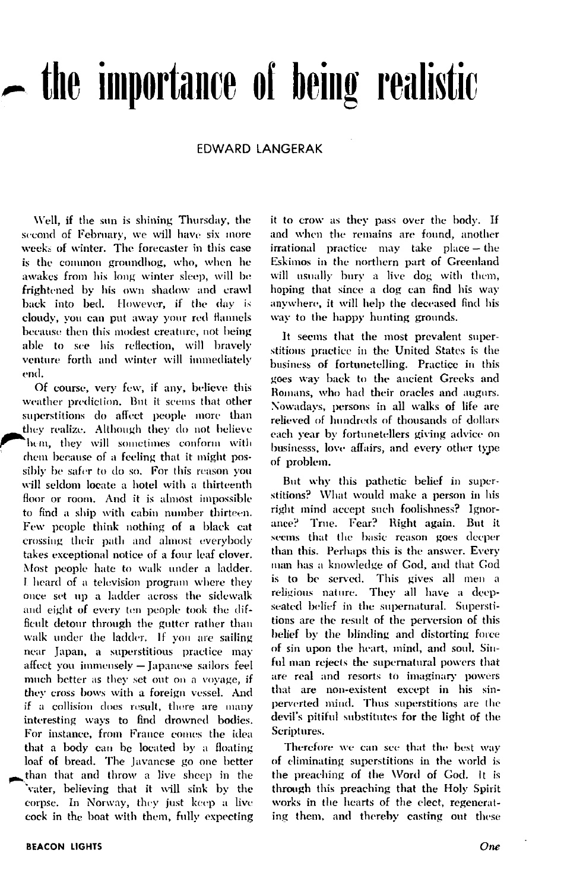# the importance of being realistic

EDWARD LANGERAK

Well, if the sun is shining Thursday, the second of February, we will have six more weeks of winter. The forecaster in this case is the common groundhog, who, when he awakes from his long winter sleep, will be frightened by his own shadow and crawl back into bed. However, if the day is cloudy, you can put away your red flannels because then this modest creature, not being able to see his reflection, will bravely venture forth and winter will immediately end.

Of course, very few, if any, believe this weather prediction. But it seems that other superstitions do affect people more than they realize. Although they do not believe them, they will sometimes conform with them because of a feeling that it might possibly be safer to do so. For this reason you will seldom locate a hotel with a thirteenth floor or room. And it is almost impossible to find a ship with cabin number thirteen. Few people think nothing of a black cat crossing their path and almost everybody takes exceptional notice of a four leaf clover. Most people hate to walk under a ladder. I heard of a television program where they once set up a ladder across the sidewalk and eight of every ten people took the difficult detour through the gutter rather than walk under the ladder. If you are sailing near Japan, a superstitious practice may affect you immensely — Japanese sailors feel much better as they set out on a voyage, if they cross bows with a foreign vessel. And if a collision does result, there are many interesting ways to find drowned bodies. For instance, from France comes the idea that a body can be located by a floating loaf of bread. The Javanese go one better than that and throw a live sheep in the water, believing that it will sink by the corpse. In Norway, they just keep a live cock in the boat with them, fully expecting it to crow as they pass over the body. If and when the remains are found, another irrational practice may take place — the Eskimos in the northern part of Greenland will usually bury a live dog with them, hoping that since a dog can find his way anywhere, it will help the deceased find his way to the happy hunting grounds.

It seems that the most prevalent superstitious practice in the United States is the business of fortunetelling. Practice in this goes way back to the ancient Greeks and Romans, who had their oracles and augurs. Nowadays, persons in all walks of life are relieved of hundreds of thousands of dollars each year by fortunetellers giving advice on businesss, love affairs, and every other type of problem.

But why this pathetic belief in superstitions? What would make a person in his right mind accept such foolishness? Ignorance? True. Fear? Right again. But it seems that the basic reason goes deeper than this. Perhaps this is the answer. Every man has a knowledge of God, and that God is to be served. This gives all men a religious nature. They all have a deep-seated belief in the supernatural. Superstitions are the result of the perversion of this belief by the blinding and distorting force of sin upon the heart, mind, and soul. Sinful man rejects the supernatural powers that are real and resorts to imaginary powers that are non-existent except in his sin-perverted mind. Thus superstitions are the devil's pitiful substitutes for the light of the Scriptures.

Therefore we can see that the best way of eliminating superstitions in the world is the preaching of the Word of God. It is through this preaching that the Holy Spirit works in the hearts of the elect, regenerating them, and thereby casting out these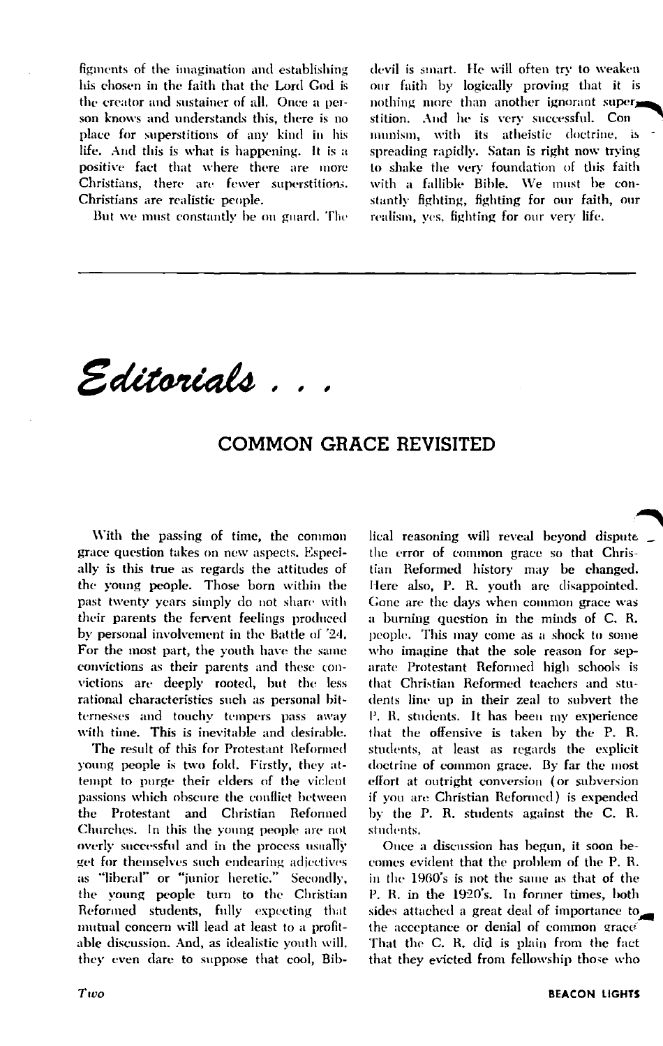figments of the imagination and establishing his chosen in the faith that the Lord God is the creator and sustainer of all. Once a person knows and understands this, there is no place for superstitions of any kind in his life. And this is what is happening. It is a positive fact that where there are more Christians, there are fewer superstitions. Christians are realistic people.

But we must constantly be on guard. The devil is smart. He will often try to weaken our faith by logically proving that it is nothing more than another ignorant superstition. And he is very successful. Communism, with its atheistic doctrine, is spreading rapidly. Satan is right now trying to shake the very foundation of this faith with a fallible Bible. We must be constantly fighting, fighting for our faith, our realism, yes, fighting for our very life.

---

# *Editorials . . .*

## COMMON GRACE REVISITED

With the passing of time, the common grace question takes on new aspects. Especially is this true as regards the attitudes of the young people. Those born within the past twenty years simply do not share with their parents the fervent feelings produced by personal involvement in the Battle of '24. For the most part, the youth have the same convictions as their parents and these convictions are deeply rooted, but the less rational characteristics such as personal bitternesses and touchy tempers pass away with time. This is inevitable and desirable.

The result of this for Protestant Reformed young people is two fold. Firstly, they attempt to purge their elders of the violent passions which obscure the conflict between the Protestant and Christian Reformed Churches. In this the young people are not overly successful and in the process usually get for themselves such endearing adjectives as "liberal" or "junior heretic." Secondly, the young people turn to the Christian Reformed students, fully expecting that mutual concern will lead at least to a profitable discussion. And, as idealistic youth will, they even dare to suppose that cool, Biblical reasoning will reveal beyond dispute the error of common grace so that Christian Reformed history may be changed. Here also, P. R. youth are disappointed. Gone are the days when common grace was a burning question in the minds of C. R. people. This may come as a shock to some who imagine that the sole reason for separate Protestant Reformed high schools is that Christian Reformed teachers and students line up in their zeal to subvert the P. R. students. It has been my experience that the offensive is taken by the P. R. students, at least as regards the explicit doctrine of common grace. By far the most effort at outright conversion (or subversion if you are Christian Reformed) is expended by the P. R. students against the C. R. students.

Once a discussion has begun, it soon becomes evident that the problem of the P. R. in the 1960's is not the same as that of the P. R. in the 1920's. In former times, both sides attached a great deal of importance to the acceptance or denial of common grace. That the C. R. did is plain from the fact that they evicted from fellowship those who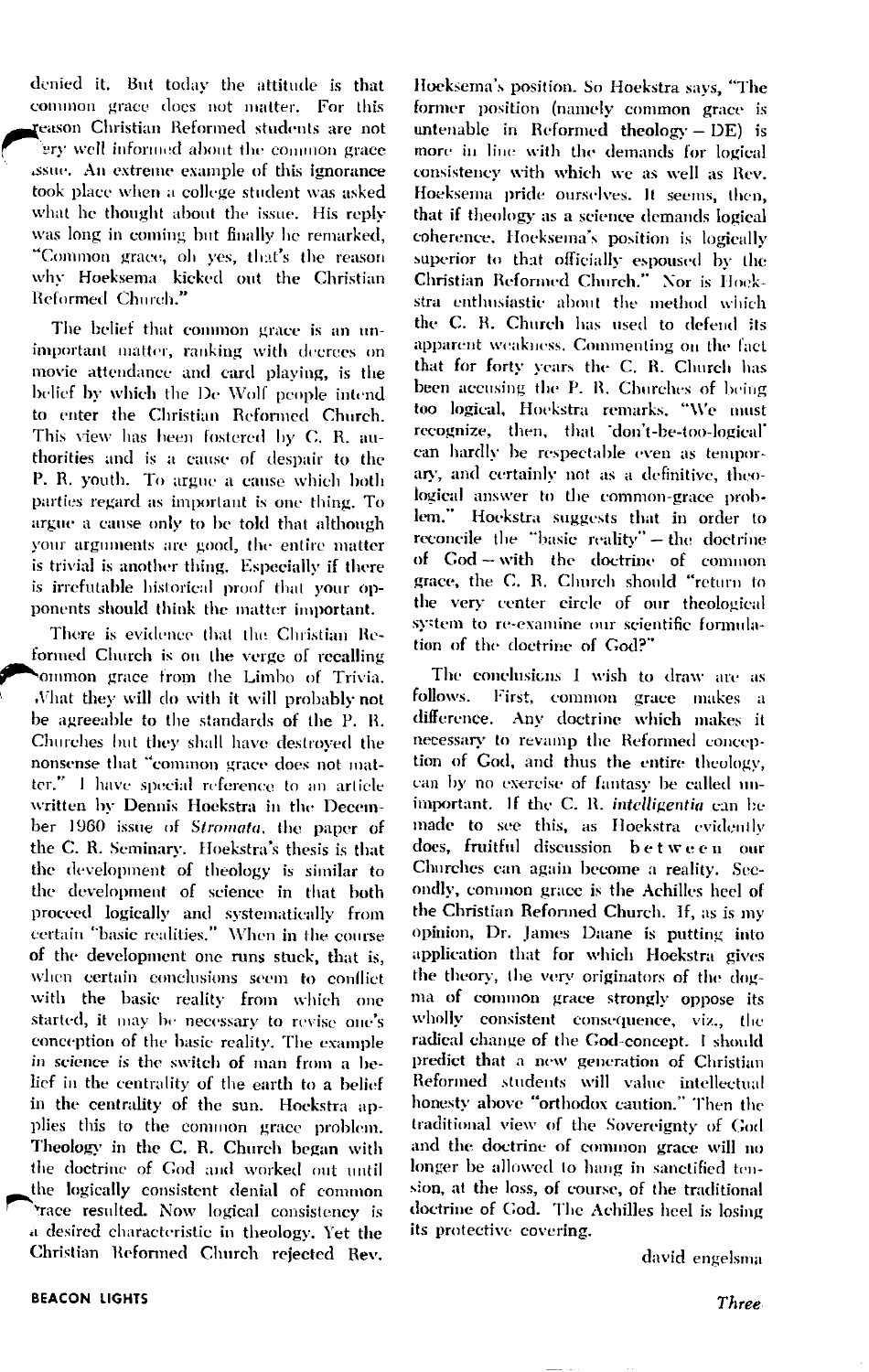denied it. But today the attitude is that common grace does not matter. For this reason Christian Reformed students are not very well informed about the common grace issue. An extreme example of this ignorance took place when a college student was asked what he thought about the issue. His reply was long in coming but finally he remarked, "Common grace, oh yes, that's the reason why Hoeksema kicked out the Christian Reformed Church."

The belief that common grace is an unimportant matter, ranking with decrees on movie attendance and card playing, is the belief by which the De Wolf people intend to enter the Christian Reformed Church. This view has been fostered by C. R. authorities and is a cause of despair to the P. R. youth. To argue a cause which both parties regard as important is one thing. To argue a cause only to be told that although your arguments are good, the entire matter is trivial is another thing. Especially if there is irrefutable historical proof that your opponents should think the matter important.

There is evidence that the Christian Reformed Church is on the verge of recalling common grace from the Limbo of Trivia. What they will do with it will probably not be agreeable to the standards of the P. R. Churches but they shall have destroyed the nonsense that "common grace does not matter." I have special reference to an article written by Dennis Hoekstra in the December 1960 issue of *Stromata*, the paper of the C. R. Seminary. Hoekstra's thesis is that the development of theology is similar to the development of science in that both proceed logically and systematically from certain "basic realities." When in the course of the development one runs stuck, that is, when certain conclusions seem to conflict with the basic reality from which one started, it may be necessary to revise one's conception of the basic reality. The example in science is the switch of man from a belief in the centrality of the earth to a belief in the centrality of the sun. Hoekstra applies this to the common grace problem. Theology in the C. R. Church began with the doctrine of God and worked out until the logically consistent denial of common grace resulted. Now logical consistency is a desired characteristic in theology. Yet the Christian Reformed Church rejected Rev. Hoeksema's position. So Hoekstra says, "The former position (namely common grace is untenable in Reformed theology – DE) is more in line with the demands for logical consistency with which we as well as Rev. Hoeksema pride ourselves. It seems, then, that if theology as a science demands logical coherence, Hoeksema's position is logically superior to that officially espoused by the Christian Reformed Church." Nor is Hoekstra enthusiastic about the method which the C. R. Church has used to defend its apparent weakness. Commenting on the fact that for forty years the C. R. Church has been accusing the P. R. Churches of being too logical, Hoekstra remarks, "We must recognize, then, that 'don't-be-too-logical' can hardly be respectable even as temporary, and certainly not as a definitive, theological answer to the common-grace problem." Hoekstra suggests that in order to reconcile the "basic reality" – the doctrine of God – with the doctrine of common grace, the C. R. Church should "return to the very center circle of our theological system to re-examine our scientific formulation of the doctrine of God?"

The conclusions I wish to draw are as follows. First, common grace makes a difference. Any doctrine which makes it necessary to revamp the Reformed conception of God, and thus the entire theology, can by no exercise of fantasy be called unimportant. If the C. R. *intelligentia* can be made to see this, as Hoekstra evidently does, fruitful discussion between our Churches can again become a reality. Secondly, common grace is the Achilles heel of the Christian Reformed Church. If, as is my opinion, Dr. James Daane is putting into application that for which Hoekstra gives the theory, the very originators of the dogma of common grace strongly oppose its wholly consistent consequence, viz., the radical change of the God-concept. I should predict that a new generation of Christian Reformed students will value intellectual honesty above "orthodox caution." Then the traditional view of the Sovereignty of God and the doctrine of common grace will no longer be allowed to hang in sanctified tension, at the loss, of course, of the traditional doctrine of God. The Achilles heel is losing its protective covering.

david engelsma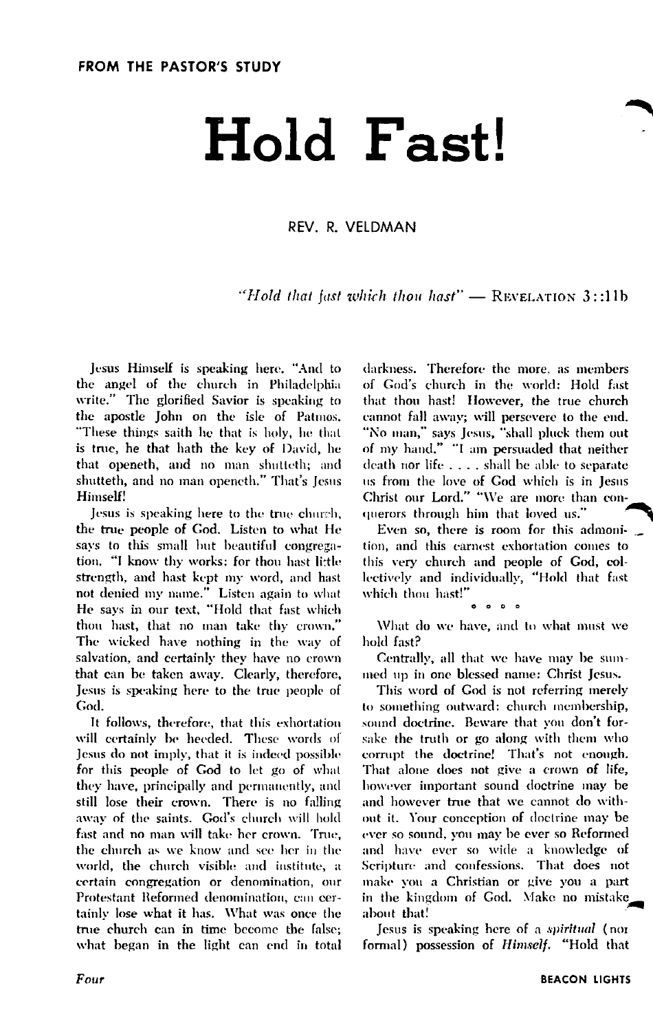FROM THE PASTOR'S STUDY

# Hold Fast!

REV. R. VELDMAN

*"Hold that fast which thou hast"* — REVELATION 3::11b

Jesus Himself is speaking here. "And to the angel of the church in Philadelphia write." The glorified Savior is speaking to the apostle John on the isle of Patmos. "These things saith he that is holy, he that is true, he that hath the key of David, he that openeth, and no man shutteth; and shutteth, and no man openeth." That's Jesus Himself!

Jesus is speaking here to the true church, the true people of God. Listen to what He says to this small but beautiful congregation. "I know thy works: for thou hast little strength, and hast kept my word, and hast not denied my name." Listen again to what He says in our text, "Hold that fast which thou hast, that no man take thy crown." The wicked have nothing in the way of salvation, and certainly they have no crown that can be taken away. Clearly, therefore, Jesus is speaking here to the true people of God.

It follows, therefore, that this exhortation will certainly be heeded. These words of Jesus do not imply, that it is indeed possible for this people of God to let go of what they have, principally and permanently, and still lose their crown. There is no falling away of the saints. God's church will hold fast and no man will take her crown. True, the church as we know and see her in the world, the church visible and institute, a certain congregation or denomination, our Protestant Reformed denomination, can certainly lose what it has. What was once the true church can in time become the false; what began in the light can end in total darkness. Therefore the more, as members of God's church in the world: Hold fast that thou hast! However, the true church cannot fall away; will persevere to the end. "No man," says Jesus, "shall pluck them out of my hand." "I am persuaded that neither death nor life . . . . shall be able to separate us from the love of God which is in Jesus Christ our Lord." "We are more than conquerors through him that loved us."

Even so, there is room for this admonition, and this earnest exhortation comes to this very church and people of God, collectively and individually, "Hold that fast which thou hast!"

° ° ° °

What do we have, and to what must we hold fast?

Centrally, all that we have may be summed up in one blessed name: Christ Jesus.

This word of God is not referring merely to something outward: church membership, sound doctrine. Beware that you don't forsake the truth or go along with them who corrupt the doctrine! That's not enough. That alone does not give a crown of life, however important sound doctrine may be and however true that we cannot do without it. Your conception of doctrine may be ever so sound, you may be ever so Reformed and have ever so wide a knowledge of Scripture and confessions. That does not make you a Christian or give you a part in the kingdom of God. Make no mistake about that!

Jesus is speaking here of a *spiritual* (not formal) possession of *Himself*. "Hold that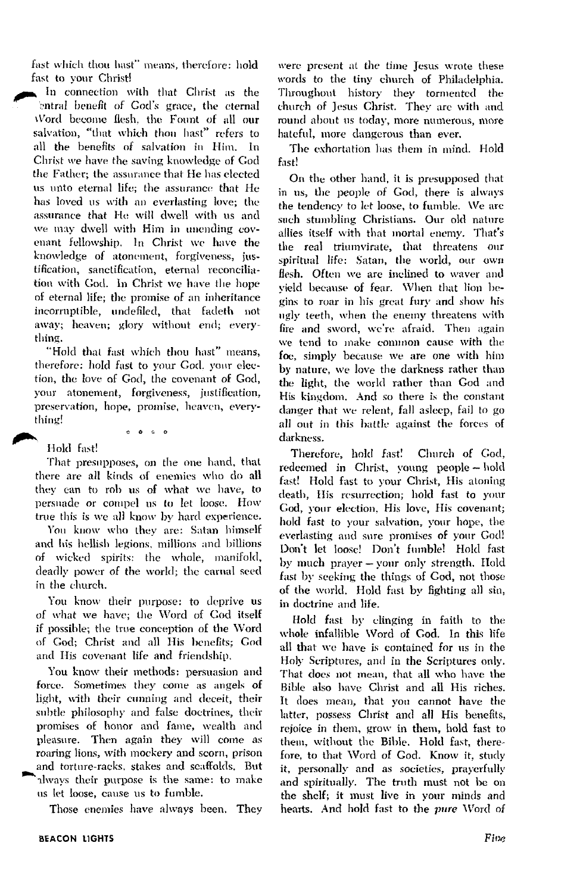fast which thou hast" means, therefore: hold fast to your Christ!

In connection with that Christ as the central benefit of God's grace, the eternal Word become flesh, the Fount of all our salvation, "that which thou hast" refers to all the benefits of salvation in Him. In Christ we have the saving knowledge of God the Father; the assurance that He has elected us unto eternal life; the assurance that He has loved us with an everlasting love; the assurance that He will dwell with us and we may dwell with Him in unending covenant fellowship. In Christ we have the knowledge of atonement, forgiveness, justification, sanctification, eternal reconciliation with God. In Christ we have the hope of eternal life; the promise of an inheritance incorruptible, undefiled, that fadeth not away; heaven; glory without end; everything.

"Hold that fast which thou hast" means, therefore: hold fast to your God, your election, the love of God, the covenant of God, your atonement, forgiveness, justification, preservation, hope, promise, heaven, everything!

° ° ° °

Hold fast!

That presupposes, on the one hand, that there are all kinds of enemies who do all they can to rob us of what we have, to persuade or compel us to let loose. How true this is we all know by hard experience.

You know who they are: Satan himself and his hellish legions, millions and billions of wicked spirits: the whole, manifold, deadly power of the world; the carnal seed in the church.

You know their purpose: to deprive us of what we have; the Word of God itself if possible; the true conception of the Word of God; Christ and all His benefits; God and His covenant life and friendship.

You know their methods: persuasion and force. Sometimes they come as angels of light, with their cunning and deceit, their subtle philosophy and false doctrines, their promises of honor and fame, wealth and pleasure. Then again they will come as roaring lions, with mockery and scorn, prison and torture-racks, stakes and scaffolds. But always their purpose is the same: to make us let loose, cause us to fumble.

Those enemies have always been. They were present at the time Jesus wrote these words to the tiny church of Philadelphia. Throughout history they tormented the church of Jesus Christ. They are with and round about us today, more numerous, more hateful, more dangerous than ever.

The exhortation has them in mind. Hold fast!

On the other hand, it is presupposed that in us, the people of God, there is always the tendency to let loose, to fumble. We are such stumbling Christians. Our old nature allies itself with that mortal enemy. That's the real triumvirate, that threatens our spiritual life: Satan, the world, our own flesh. Often we are inclined to waver and yield because of fear. When that lion begins to roar in his great fury and show his ugly teeth, when the enemy threatens with fire and sword, we're afraid. Then again we tend to make common cause with the foe, simply because we are one with him by nature, we love the darkness rather than the light, the world rather than God and His kingdom. And so there is the constant danger that we relent, fall asleep, fail to go all out in this battle against the forces of darkness.

Therefore, hold fast! Church of God, redeemed in Christ, young people – hold fast! Hold fast to your Christ, His atoning death, His resurrection; hold fast to your God, your election, His love, His covenant; hold fast to your salvation, your hope, the everlasting and sure promises of your God! Don't let loose! Don't fumble! Hold fast by much prayer – your only strength. Hold fast by seeking the things of God, not those of the world. Hold fast by fighting all sin, in doctrine and life.

Hold fast by clinging in faith to the whole infallible Word of God. In this life all that we have is contained for us in the Holy Scriptures, and in the Scriptures only. That does not mean, that all who have the Bible also have Christ and all His riches. It does mean, that you cannot have the latter, possess Christ and all His benefits, rejoice in them, grow in them, hold fast to them, without the Bible. Hold fast, therefore, to that Word of God. Know it, study it, personally and as societies, prayerfully and spiritually. The truth must not be on the shelf; it must live in your minds and hearts. And hold fast to the *pure* Word of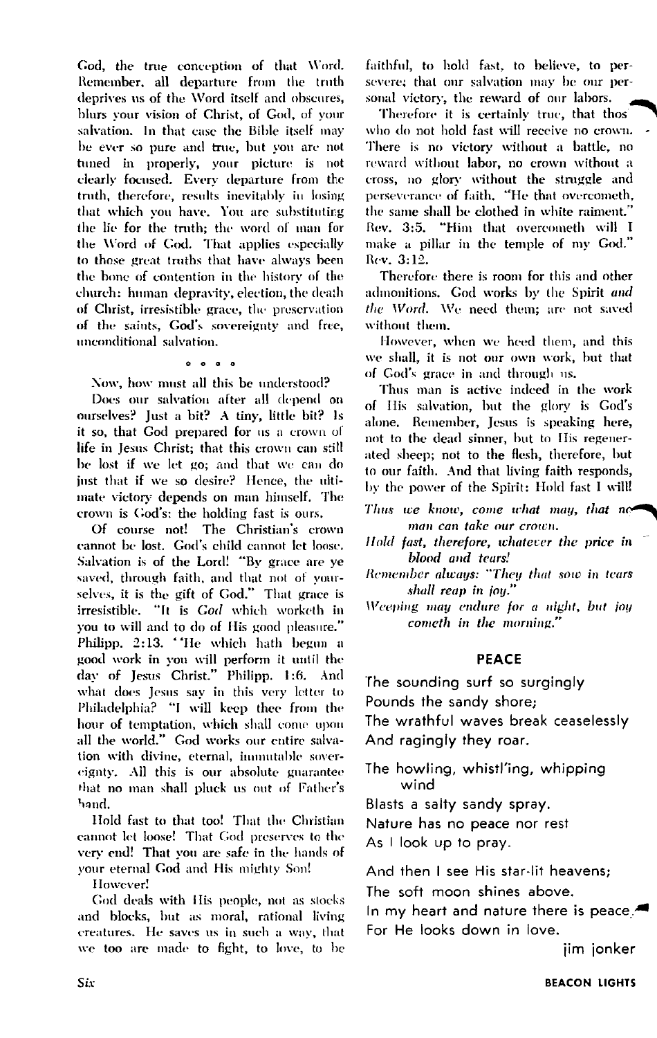God, the true conception of that Word. Remember, all departure from the truth deprives us of the Word itself and obscures, blurs your vision of Christ, of God, of your salvation. In that case the Bible itself may be ever so pure and true, but you are not tuned in properly, your picture is not clearly focused. Every departure from the truth, therefore, results inevitably in losing that which you have. You are substituting the lie for the truth; the word of man for the Word of God. That applies especially to those great truths that have always been the bone of contention in the history of the church: human depravity, election, the death of Christ, irresistible grace, the preservation of the saints, God's sovereignty and free, unconditional salvation.

° ° ° °

Now, how must all this be understood?

Does our salvation after all depend on ourselves? Just a bit? A tiny, little bit? Is it so, that God prepared for us a crown of life in Jesus Christ; that this crown can still be lost if we let go; and that we can do just that if we so desire? Hence, the ultimate victory depends on man himself. The crown is God's; the holding fast is ours.

Of course not! The Christian's crown cannot be lost. God's child cannot let loose. Salvation is of the Lord! "By grace are ye saved, through faith, and that not of yourselves, it is the gift of God." That grace is irresistible. "It is *God* which worketh in you to will and to do of His good pleasure." Philipp. 2:13. "He which hath begun a good work in you will perform it until the day of Jesus Christ." Philipp. 1:6. And what does Jesus say in this very letter to Philadelphia? "I will keep thee from the hour of temptation, which shall come upon all the world." God works our entire salvation with divine, eternal, immutable sovereignty. All this is our absolute guarantee that no man shall pluck us out of Father's hand.

Hold fast to that too! That the Christian cannot let loose! That God preserves to the very end! That you are safe in the hands of your eternal God and His mighty Son!

However!

God deals with His people, not as stocks and blocks, but as moral, rational living creatures. He saves us in such a way, that we too are made to fight, to love, to be faithful, to hold fast, to believe, to persevere; that our salvation may be our personal victory, the reward of our labors.

Therefore it is certainly true, that those who do not hold fast will receive no crown. There is no victory without a battle, no reward without labor, no crown without a cross, no glory without the struggle and perseverance of faith. "He that overcometh, the same shall be clothed in white raiment." Rev. 3:5. "Him that overcometh will I make a pillar in the temple of my God." Rev. 3:12.

Therefore there is room for this and other admonitions. God works by the Spirit *and the Word*. We need them; are not saved without them.

However, when we heed them, and this we shall, it is not our own work, but that of God's grace in and through us.

Thus man is active indeed in the work of His salvation, but the glory is God's alone. Remember, Jesus is speaking here, not to the dead sinner, but to His regenerated sheep; not to the flesh, therefore, but to our faith. And that living faith responds, by the power of the Spirit: Hold fast I will!

*Thus we know, come what may, that no man can take our crown.*
*Hold fast, therefore, whatever the price in blood and tears!*
*Remember always: "They that sow in tears shall reap in joy."*
*Weeping may endure for a night, but joy cometh in the morning."*

## PEACE

The sounding surf so surgingly
Pounds the sandy shore;
The wrathful waves break ceaselessly
And ragingly they roar.

The howling, whistl'ing, whipping wind
Blasts a salty sandy spray.
Nature has no peace nor rest
As I look up to pray.

And then I see His star-lit heavens;
The soft moon shines above.
In my heart and nature there is peace,
For He looks down in love.

jim jonker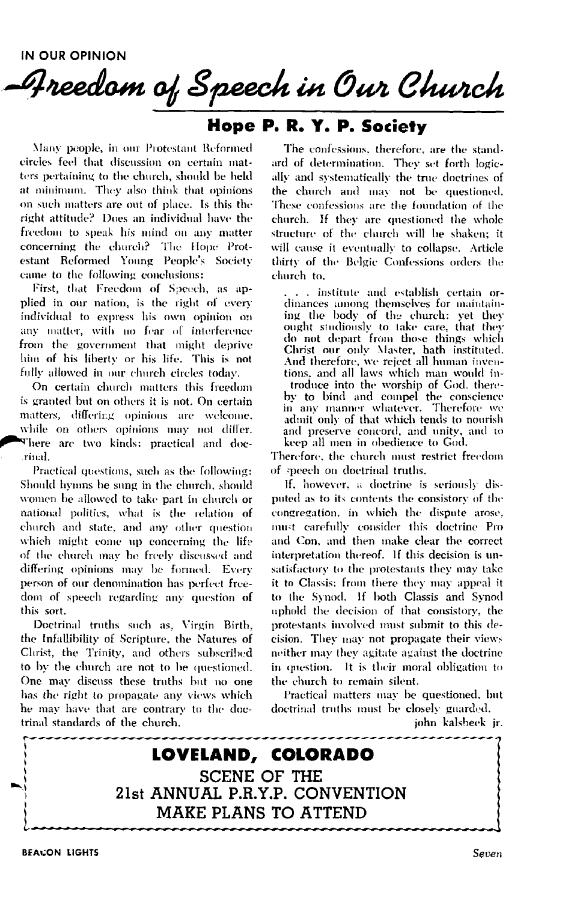IN OUR OPINION

# Freedom of Speech in Our Church

## Hope P. R. Y. P. Society

Many people, in our Protestant Reformed circles feel that discussion on certain matters pertaining to the church, should be held at minimum. They also think that opinions on such matters are out of place. Is this the right attitude? Does an individual have the freedom to speak his mind on any matter concerning the church? The Hope Protestant Reformed Young People's Society came to the following conclusions:

First, that Freedom of Speech, as applied in our nation, is the right of every individual to express his own opinion on any matter, with no fear of interference from the government that might deprive him of his liberty or his life. This is not fully allowed in our church circles today.

On certain church matters this freedom is granted but on others it is not. On certain matters, differing opinions are welcome, while on others opinions may not differ. There are two kinds: practical and doctrinal.

Practical questions, such as the following: Should hymns be sung in the church, should women be allowed to take part in church or national politics, what is the relation of church and state, and any other question which might come up concerning the life of the church may be freely discussed and differing opinions may be formed. Every person of our denomination has perfect freedom of speech regarding any question of this sort.

Doctrinal truths such as, Virgin Birth, the Infallibility of Scripture, the Natures of Christ, the Trinity, and others subscribed to by the church are not to be questioned. One may discuss these truths but no one has the right to propagate any views which he may have that are contrary to the doctrinal standards of the church.

The confessions, therefore, are the standard of determination. They set forth logically and systematically the true doctrines of the church and may not be questioned. These confessions are the foundation of the church. If they are questioned the whole structure of the church will be shaken; it will cause it eventually to collapse. Article thirty of the Belgic Confessions orders the church to,

> . . . institute and establish certain ordinances among themselves for maintaining the body of the church: yet they ought studiously to take care, that they do not depart from those things which Christ our only Master, hath instituted. And therefore, we reject all human inventions, and all laws which man would introduce into the worship of God, thereby to bind and compel the conscience in any manner whatever. Therefore we admit only of that which tends to nourish and preserve concord, and unity, and to keep all men in obedience to God.

Therefore, the church must restrict freedom of speech on doctrinal truths.

If, however, a doctrine is seriously disputed as to its contents the consistory of the congregation, in which the dispute arose, must carefully consider this doctrine Pro and Con, and then make clear the correct interpretation thereof. If this decision is unsatisfactory to the protestants they may take it to Classis; from there they may appeal it to the Synod. If both Classis and Synod uphold the decision of that consistory, the protestants involved must submit to this decision. They may not propagate their views neither may they agitate against the doctrine in question. It is their moral obligation to the church to remain silent.

Practical matters may be questioned, but doctrinal truths must be closely guarded.

john kalsbeek jr.

**LOVELAND, COLORADO**

**SCENE OF THE**

**21st ANNUAL P.R.Y.P. CONVENTION**

**MAKE PLANS TO ATTEND**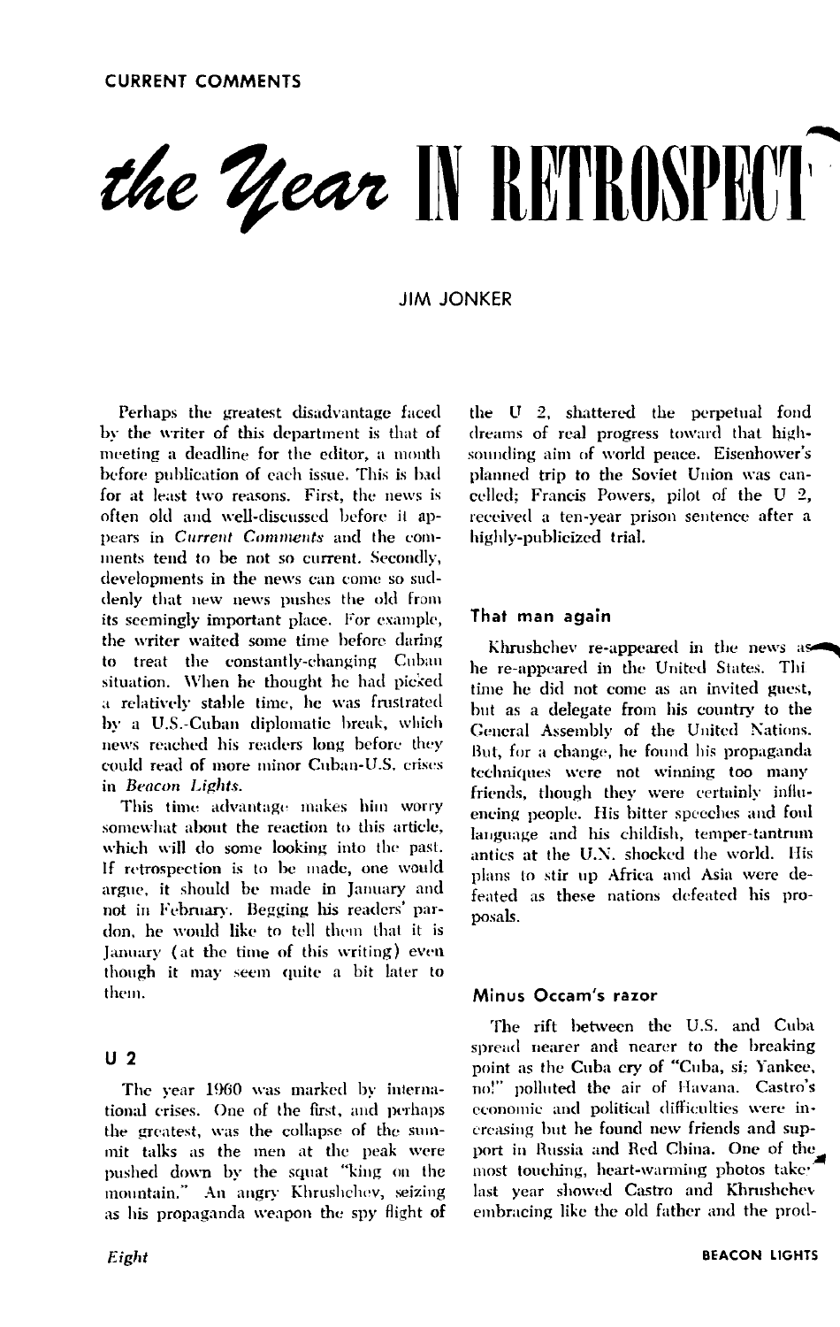CURRENT COMMENTS

# *the Year* IN RETROSPECT

JIM JONKER

Perhaps the greatest disadvantage faced by the writer of this department is that of meeting a deadline for the editor, a month before publication of each issue. This is bad for at least two reasons. First, the news is often old and well-discussed before it appears in *Current Comments* and the comments tend to be not so current. Secondly, developments in the news can come so suddenly that new news pushes the old from its seemingly important place. For example, the writer waited some time before daring to treat the constantly-changing Cuban situation. When he thought he had picked a relatively stable time, he was frustrated by a U.S.-Cuban diplomatic break, which news reached his readers long before they could read of more minor Cuban-U.S. crises in *Beacon Lights*.

This time advantage makes him worry somewhat about the reaction to this article, which will do some looking into the past. If retrospection is to be made, one would argue, it should be made in January and not in February. Begging his readers' pardon, he would like to tell them that it is January (at the time of this writing) even though it may seem quite a bit later to them.

### U 2

The year 1960 was marked by international crises. One of the first, and perhaps the greatest, was the collapse of the summit talks as the men at the peak were pushed down by the squat "king on the mountain." An angry Khrushchev, seizing as his propaganda weapon the spy flight of the U 2, shattered the perpetual fond dreams of real progress toward that high-sounding aim of world peace. Eisenhower's planned trip to the Soviet Union was cancelled; Francis Powers, pilot of the U 2, received a ten-year prison sentence after a highly-publicized trial.

### That man again

Khrushchev re-appeared in the news as he re-appeared in the United States. This time he did not come as an invited guest, but as a delegate from his country to the General Assembly of the United Nations. But, for a change, he found his propaganda techniques were not winning too many friends, though they were certainly influencing people. His bitter speeches and foul language and his childish, temper-tantrum antics at the U.N. shocked the world. His plans to stir up Africa and Asia were defeated as these nations defeated his proposals.

### Minus Occam's razor

The rift between the U.S. and Cuba spread nearer and nearer to the breaking point as the Cuba cry of "Cuba, si; Yankee, no!" polluted the air of Havana. Castro's economic and political difficulties were increasing but he found new friends and support in Russia and Red China. One of the most touching, heart-warming photos taken last year showed Castro and Khrushchev embracing like the old father and the prod-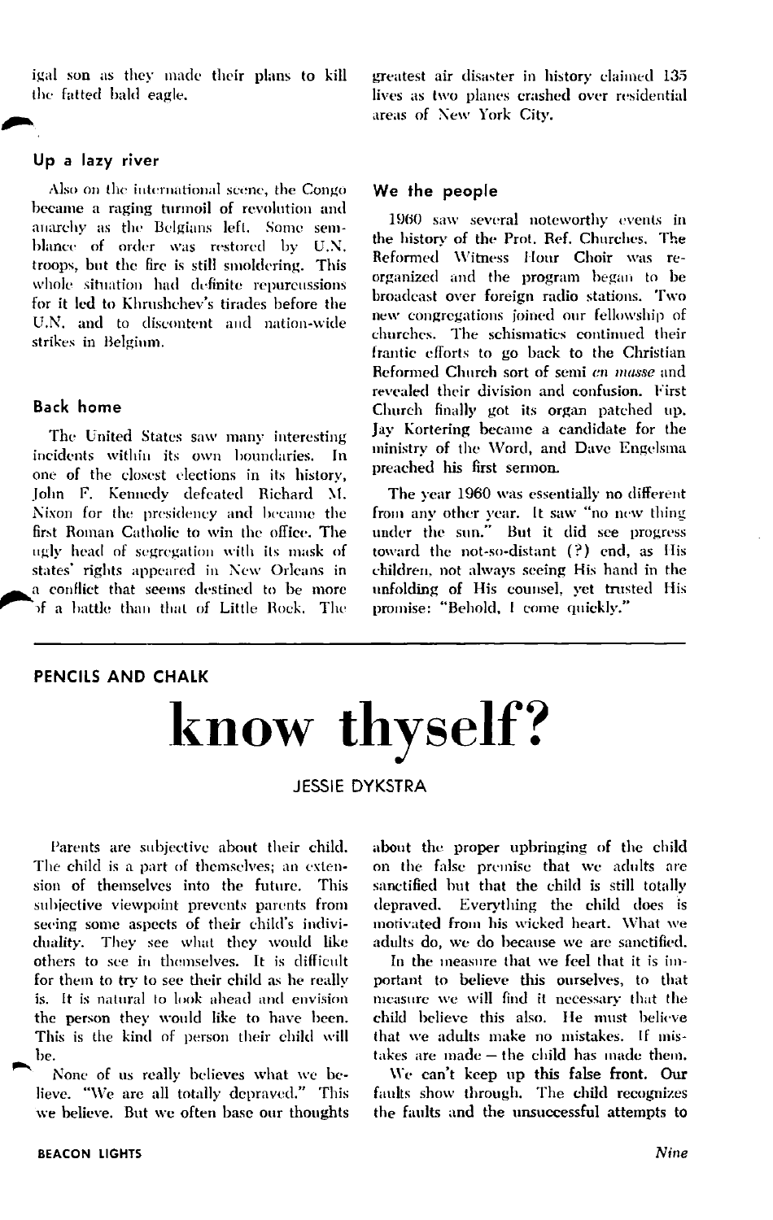igal son as they made their plans to kill the fatted bald eagle.

### Up a lazy river

Also on the international scene, the Congo became a raging turmoil of revolution and anarchy as the Belgians left. Some semblance of order was restored by U.N. troops, but the fire is still smoldering. This whole situation had definite repercussions for it led to Khrushchev's tirades before the U.N. and to discontent and nation-wide strikes in Belgium.

### Back home

The United States saw many interesting incidents within its own boundaries. In one of the closest elections in its history, John F. Kennedy defeated Richard M. Nixon for the presidency and became the first Roman Catholic to win the office. The ugly head of segregation with its mask of states' rights appeared in New Orleans in a conflict that seems destined to be more of a battle than that of Little Rock. The greatest air disaster in history claimed 135 lives as two planes crashed over residential areas of New York City.

### We the people

1960 saw several noteworthy events in the history of the Prot. Ref. Churches. The Reformed Witness Hour Choir was reorganized and the program began to be broadcast over foreign radio stations. Two new congregations joined our fellowship of churches. The schismatics continued their frantic efforts to go back to the Christian Reformed Church sort of semi *en masse* and revealed their division and confusion. First Church finally got its organ patched up. Jay Kortering became a candidate for the ministry of the Word, and Dave Engelsma preached his first sermon.

The year 1960 was essentially no different from any other year. It saw "no new thing under the sun." But it did see progress toward the not-so-distant (?) end, as His children, not always seeing His hand in the unfolding of His counsel, yet trusted His promise: "Behold, I come quickly."

---

PENCILS AND CHALK

# know thyself?

JESSIE DYKSTRA

Parents are subjective about their child. The child is a part of themselves; an extension of themselves into the future. This subjective viewpoint prevents parents from seeing some aspects of their child's individuality. They see what they would like others to see in themselves. It is difficult for them to try to see their child as he really is. It is natural to look ahead and envision the person they would like to have been. This is the kind of person their child will be.

None of us really believes what we believe. "We are all totally depraved." This we believe. But we often base our thoughts about the proper upbringing of the child on the false premise that we adults are sanctified but that the child is still totally depraved. Everything the child does is motivated from his wicked heart. What we adults do, we do because we are sanctified.

In the measure that we feel that it is important to believe this ourselves, to that measure we will find it necessary that the child believe this also. He must believe that we adults make no mistakes. If mistakes are made — the child has made them.

We can't keep up this false front. Our faults show through. The child recognizes the faults and the unsuccessful attempts to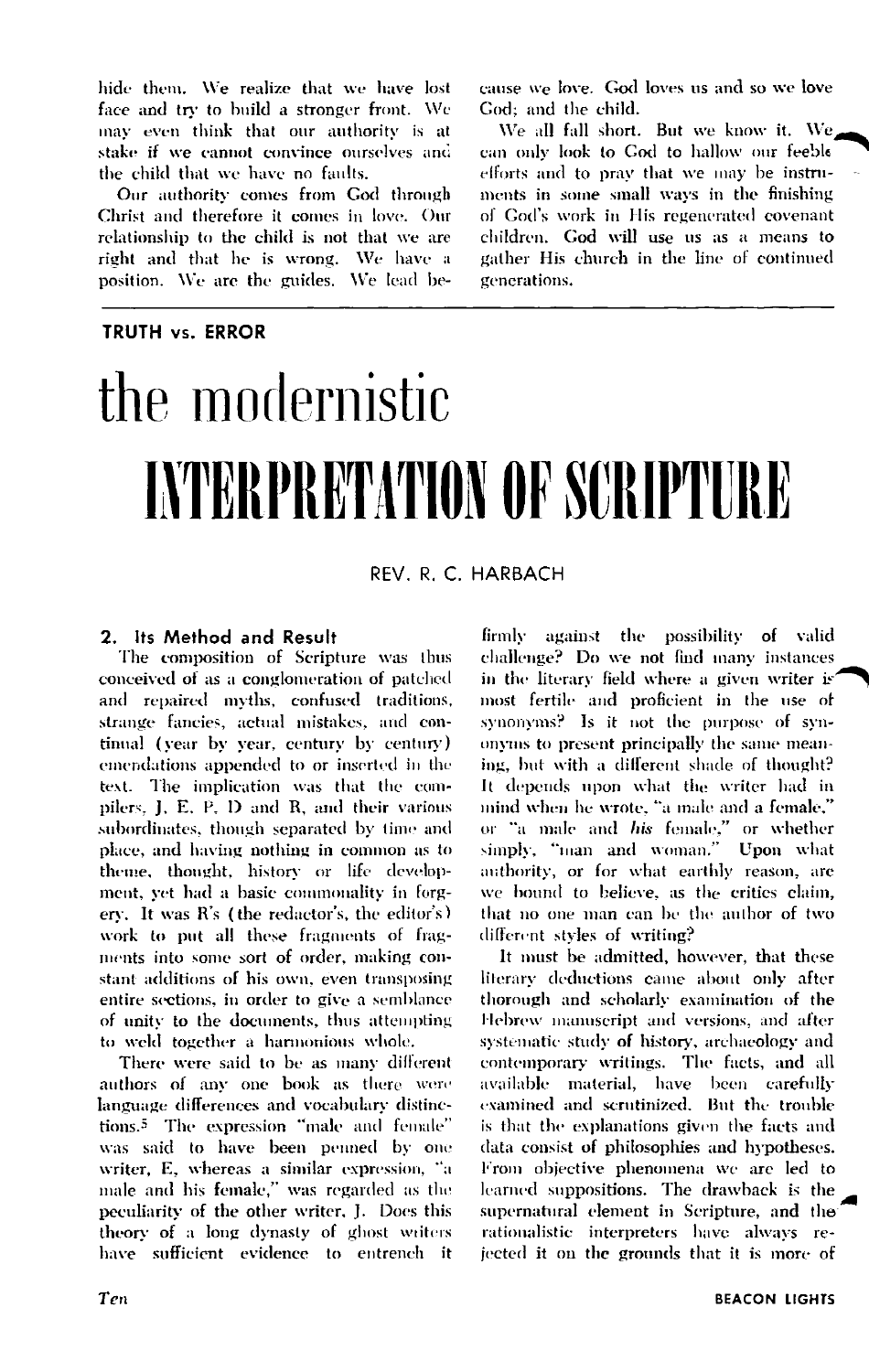hide them. We realize that we have lost face and try to build a stronger front. We may even think that our authority is at stake if we cannot convince ourselves and the child that we have no faults.

Our authority comes from God through Christ and therefore it comes in love. Our relationship to the child is not that we are right and that he is wrong. We have a position. We are the guides. We lead because we love. God loves us and so we love God; and the child.

We all fall short. But we know it. We can only look to God to hallow our feeble efforts and to pray that we may be instruments in some small ways in the finishing of God's work in His regenerated covenant children. God will use us as a means to gather His church in the line of continued generations.

---

**TRUTH vs. ERROR**

# the modernistic INTERPRETATION OF SCRIPTURE

REV. R. C. HARBACH

## 2. Its Method and Result

The composition of Scripture was thus conceived of as a conglomeration of patched and repaired myths, confused traditions, strange fancies, actual mistakes, and continual (year by year, century by century) emendations appended to or inserted in the text. The implication was that the compilers, J, E, P, D and R, and their various subordinates, though separated by time and place, and having nothing in common as to theme, thought, history or life development, yet had a basic commonality in forgery. It was R's (the redactor's, the editor's) work to put all these fragments of fragments into some sort of order, making constant additions of his own, even transposing entire sections, in order to give a semblance of unity to the documents, thus attempting to weld together a harmonious whole.

There were said to be as many different authors of any one book as there were language differences and vocabulary distinctions.[5] The expression "male and female" was said to have been penned by one writer, E, whereas a similar expression, "a male and his female," was regarded as the peculiarity of the other writer, J. Does this theory of a long dynasty of ghost writers have sufficient evidence to entrench it firmly against the possibility of valid challenge? Do we not find many instances in the literary field where a given writer is most fertile and proficient in the use of synonyms? Is it not the purpose of synonyms to present principally the same meaning, but with a different shade of thought? It depends upon what the writer had in mind when he wrote, "a male and a female," or "a male and *his* female," or whether simply, "man and woman." Upon what authority, or for what earthly reason, are we bound to believe, as the critics claim, that no one man can be the author of two different styles of writing?

It must be admitted, however, that these literary deductions came about only after thorough and scholarly examination of the Hebrew manuscript and versions, and after systematic study of history, archaeology and contemporary writings. The facts, and all available material, have been carefully examined and scrutinized. But the trouble is that the explanations given the facts and data consist of philosophies and hypotheses. From objective phenomena we are led to learned suppositions. The drawback is the supernatural element in Scripture, and the rationalistic interpreters have always rejected it on the grounds that it is more of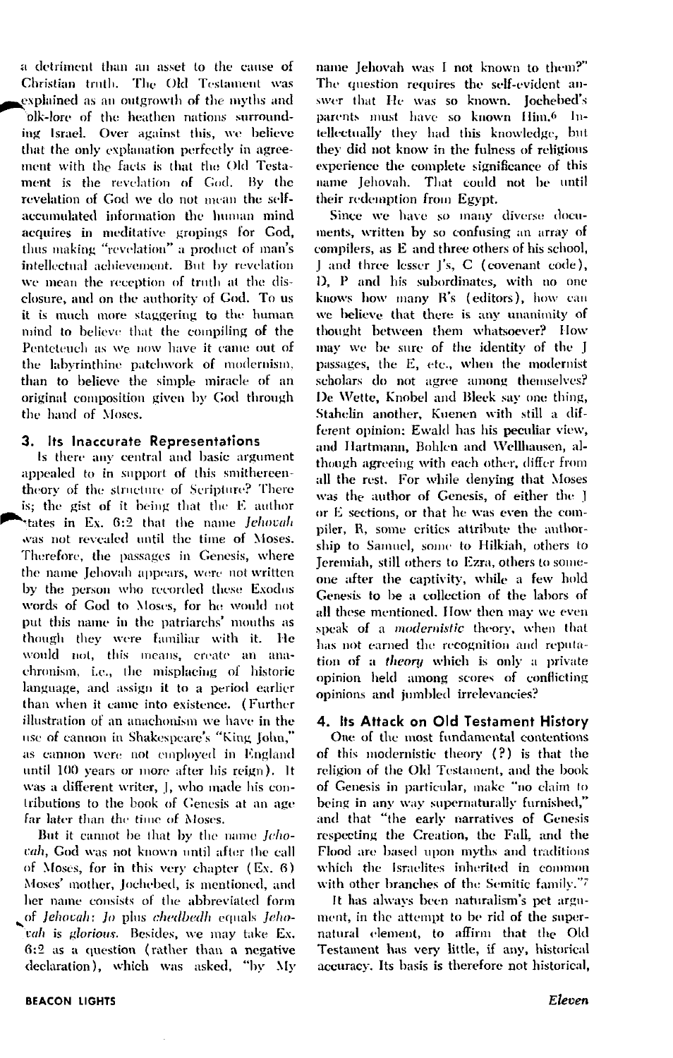a detriment than an asset to the cause of Christian truth. The Old Testament was explained as an outgrowth of the myths and folk-lore of the heathen nations surrounding Israel. Over against this, we believe that the only explanation perfectly in agreement with the facts is that the Old Testament is the revelation of God. By the revelation of God we do not mean the self-accumulated information the human mind acquires in meditative gropings for God, thus making "revelation" a product of man's intellectual achievement. But by revelation we mean the reception of truth at the disclosure, and on the authority of God. To us it is much more staggering to the human mind to believe that the compiling of the Pentateuch as we now have it came out of the labyrinthine patchwork of modernism, than to believe the simple miracle of an original composition given by God through the hand of Moses.

### 3. Its Inaccurate Representations

Is there any central and basic argument appealed to in support of this smithereen-theory of the structure of Scripture? There is; the gist of it being that the E author states in Ex. 6:2 that the name *Jehovah* was not revealed until the time of Moses. Therefore, the passages in Genesis, where the name Jehovah appears, were not written by the person who recorded these Exodus words of God to Moses, for he would not put this name in the patriarchs' mouths as though they were familiar with it. He would not, this means, create an anachronism, i.e., the misplacing of historic language, and assign it to a period earlier than when it came into existence. (Further illustration of an anachonism we have in the use of cannon in Shakespeare's "King John," as cannon were not employed in England until 100 years or more after his reign). It was a different writer, J, who made his contributions to the book of Genesis at an age far later than the time of Moses.

But it cannot be that by the name *Jehovah*, God was not known until after the call of Moses, for in this very chapter (Ex. 6) Moses' mother, Jochebed, is mentioned, and her name consists of the abbreviated form of *Jehovah*: *Jo* plus *chedbedh* equals *Jehovah is glorious*. Besides, we may take Ex. 6:2 as a question (rather than a negative declaration), which was asked, "by My name Jehovah was I not known to them?" The question requires the self-evident answer that He was so known. Jochebed's parents must have so known Him.[6] Intellectually they had this knowledge, but they did not know in the fulness of religious experience the complete significance of this name Jehovah. That could not be until their redemption from Egypt.

Since we have so many diverse documents, written by so confusing an array of compilers, as E and three others of his school, J and three lesser J's, C (covenant code), D, P and his subordinates, with no one knows how many R's (editors), how can we believe that there is any unanimity of thought between them whatsoever? How may we be sure of the identity of the J passages, the E, etc., when the modernist scholars do not agree among themselves? De Wette, Knobel and Bleek say one thing, Stahelin another, Kuenen with still a different opinion: Ewald has his peculiar view, and Hartmann, Bohlen and Wellhausen, although agreeing with each other, differ from all the rest. For while denying that Moses was the author of Genesis, of either the J or E sections, or that he was even the compiler, R, some critics attribute the authorship to Samuel, some to Hilkiah, others to Jeremiah, still others to Ezra, others to someone after the captivity, while a few hold Genesis to be a collection of the labors of all these mentioned. How then may we even speak of a *modernistic* theory, when that has not earned the recognition and reputation of a *theory* which is only a private opinion held among scores of conflicting opinions and jumbled irrelevancies?

### 4. Its Attack on Old Testament History

One of the most fundamental contentions of this modernistic theory (?) is that the religion of the Old Testament, and the book of Genesis in particular, make "no claim to being in any way supernaturally furnished," and that "the early narratives of Genesis respecting the Creation, the Fall, and the Flood are based upon myths and traditions which the Israelites inherited in common with other branches of the Semitic family."[7]

It has always been naturalism's pet argument, in the attempt to be rid of the supernatural element, to affirm that the Old Testament has very little, if any, historical accuracy. Its basis is therefore not historical,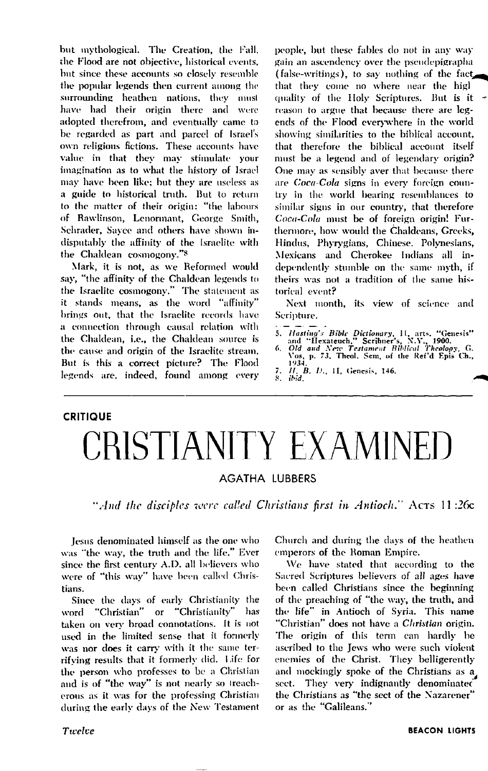but mythological. The Creation, the Fall, the Flood are not objective, historical events, but since these accounts so closely resemble the popular legends then current among the surrounding heathen nations, they must have had their origin there and were adopted therefrom, and eventually came to be regarded as part and parcel of Israel's own religious fictions. These accounts have value in that they may stimulate your imagination as to what the history of Israel may have been like; but they are useless as a guide to historical truth. But to return to the matter of their origin: "the labours of Rawlinson, Lenormant, George Smith, Schrader, Sayce and others have shown indisputably the affinity of the Israelite with the Chaldean cosmogony."[8]

Mark, it is not, as we Reformed would say, "the affinity of the Chaldean legends to the Israelite cosmogony." The statement as it stands means, as the word "affinity" brings out, that the Israelite records have a connection through causal relation with the Chaldean, i.e., the Chaldean source is the cause and origin of the Israelite stream. But is this a correct picture? The Flood legends are, indeed, found among every people, but these fables do not in any way gain an ascendency over the pseudepigrapha (false-writings), to say nothing of the fact that they come no where near the high quality of the Holy Scriptures. But is it reason to argue that because there are legends of the Flood everywhere in the world showing similarities to the biblical account, that therefore the biblical account itself must be a legend and of legendary origin? One may as sensibly aver that because there are *Coca-Cola* signs in every foreign country in the world bearing resemblances to similar signs in our country, that therefore *Coca-Cola* must be of foreign origin! Furthermore, how would the Chaldeans, Greeks, Hindus, Phyrygians, Chinese. Polynesians, Mexicans and Cherokee Indians all independently stumble on the same myth, if theirs was not a tradition of the same historical event?

Next month, its view of science and Scripture.

5. *Hasting's Bible Dictionary*, II, arts. "Genesis" and "Hexateuch," Scribner's, N.Y., 1900.
6. *Old and New Testament Biblical Theology*, G. Vos, p. 73. Theol. Sem. of the Ref'd Epis Ch., 1934.
7. *H. B. D.*, II, Genesis, 146.
8. *ibid.*

---

CRITIQUE

# CRISTIANITY EXAMINED

AGATHA LUBBERS

*"And the disciples were called Christians first in Antioch."* ACTS 11:26c

Jesus denominated himself as the one who was "the way, the truth and the life." Ever since the first century A.D. all believers who were of "this way" have been called Christians.

Since the days of early Christianity the word "Christian" or "Christianity" has taken on very broad connotations. It is not used in the limited sense that it formerly was nor does it carry with it the same terrifying results that it formerly did. Life for the person who professes to be a Christian and is of "the way" is not nearly so treacherous as it was for the professing Christian during the early days of the New Testament Church and during the days of the heathen emperors of the Roman Empire.

We have stated that according to the Sacred Scriptures believers of all ages have been called Christians since the beginning of the preaching of "the way, the truth, and the life" in Antioch of Syria. This name "Christian" does not have a *Christian* origin. The origin of this term can hardly be ascribed to the Jews who were such violent enemies of the Christ. They belligerently and mockingly spoke of the Christians as a sect. They very indignantly denominated the Christians as "the sect of the Nazarener" or as the "Galileans."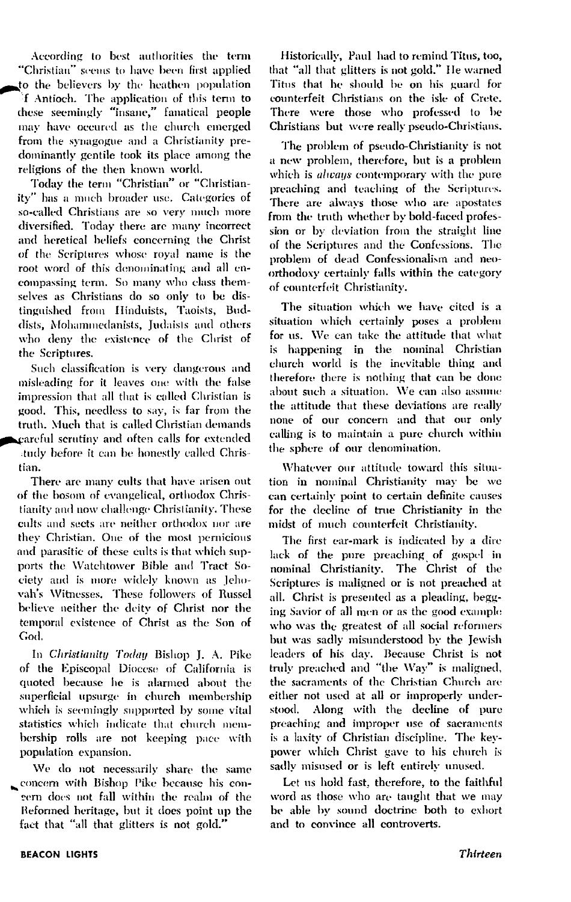According to best authorities the term "Christian" seems to have been first applied to the believers by the heathen population of Antioch. The application of this term to these seemingly "insane," fanatical people may have occured as the church emerged from the synagogue and a Christianity predominantly gentile took its place among the religions of the then known world.

Today the term "Christian" or "Christianity" has a much broader use. Categories of so-called Christians are so very much more diversified. Today there are many incorrect and heretical beliefs concerning the Christ of the Scriptures whose royal name is the root word of this denominating and all encompassing term. So many who class themselves as Christians do so only to be distinguished from Hinduists, Taoists, Buddists, Mohammedanists, Judaists and others who deny the existence of the Christ of the Scriptures.

Such classification is very dangerous and misleading for it leaves one with the false impression that all that is called Christian is good. This, needless to say, is far from the truth. Much that is called Christian demands careful scrutiny and often calls for extended study before it can be honestly called Christian.

There are many cults that have arisen out of the bosom of evangelical, orthodox Christianity and now challenge Christianity. These cults and sects are neither orthodox nor are they Christian. One of the most pernicious and parasitic of these cults is that which supports the Watchtower Bible and Tract Society and is more widely known as Jehovah's Witnesses. These followers of Russel believe neither the deity of Christ nor the temporal existence of Christ as the Son of God.

In *Christianity Today* Bishop J. A. Pike of the Episcopal Diocese of California is quoted because he is alarmed about the superficial upsurge in church membership which is seemingly supported by some vital statistics which indicate that church membership rolls are not keeping pace with population expansion.

We do not necessarily share the same concern with Bishop Pike because his concern does not fall within the realm of the Reformed heritage, but it does point up the fact that "all that glitters is not gold."

Historically, Paul had to remind Titus, too, that "all that glitters is not gold." He warned Titus that he should be on his guard for counterfeit Christians on the isle of Crete. There were those who professed to be Christians but were really pseudo-Christians.

The problem of pseudo-Christianity is not a new problem, therefore, but is a problem which is *always* contemporary with the pure preaching and teaching of the Scriptures. There are always those who are apostates from the truth whether by bold-faced profession or by deviation from the straight line of the Scriptures and the Confessions. The problem of dead Confessionalism and neo-orthodoxy certainly falls within the category of counterfeit Christianity.

The situation which we have cited is a situation which certainly poses a problem for us. We can take the attitude that what is happening in the nominal Christian church world is the inevitable thing and therefore there is nothing that can be done about such a situation. We can also assume the attitude that these deviations are really none of our concern and that our only calling is to maintain a pure church within the sphere of our denomination.

Whatever our attitude toward this situation in nominal Christianity may be we can certainly point to certain definite causes for the decline of true Christianity in the midst of much counterfeit Christianity.

The first ear-mark is indicated by a dire lack of the pure preaching of gospel in nominal Christianity. The Christ of the Scriptures is maligned or is not preached at all. Christ is presented as a pleading, begging Savior of all men or as the good example who was the greatest of all social reformers but was sadly misunderstood by the Jewish leaders of his day. Because Christ is not truly preached and "the Way" is maligned, the sacraments of the Christian Church are either not used at all or improperly understood. Along with the decline of pure preaching and improper use of sacraments is a laxity of Christian discipline. The key-power which Christ gave to his church is sadly misused or is left entirely unused.

Let us hold fast, therefore, to the faithful word as those who are taught that we may be able by sound doctrine both to exhort and to convince all controverts.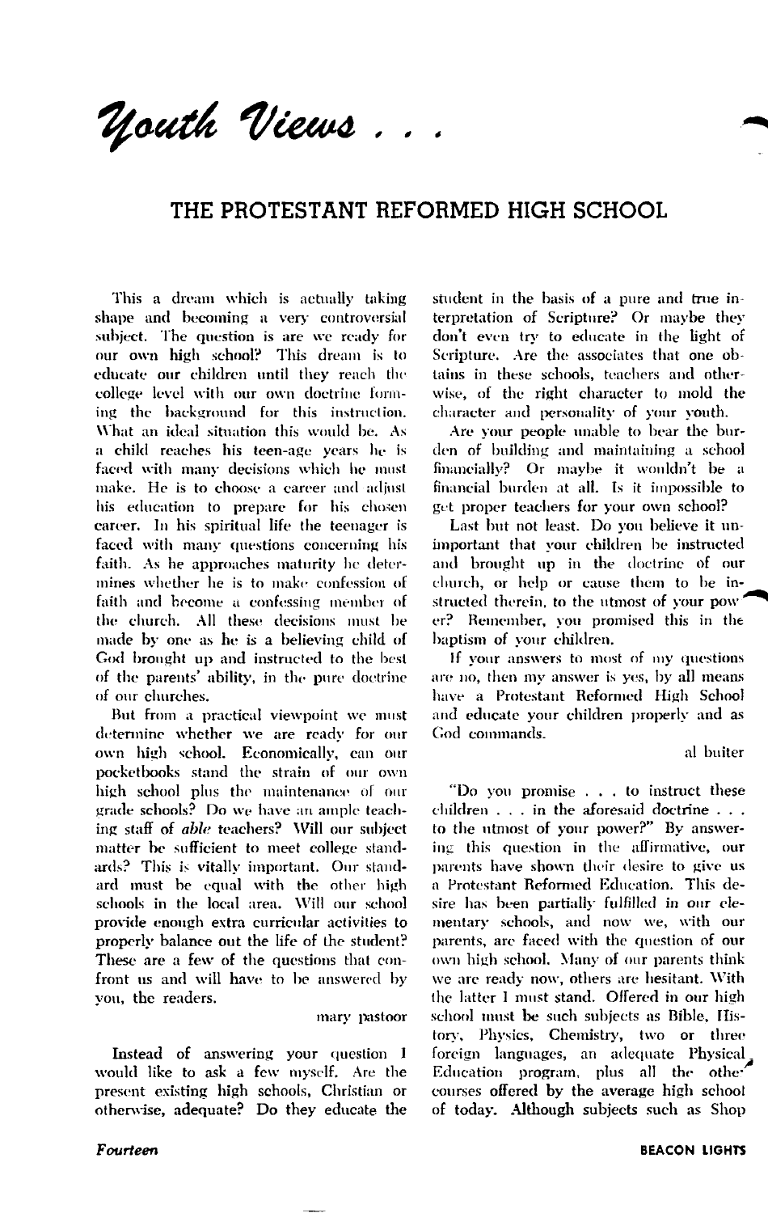# *Youth Views . . .*

## THE PROTESTANT REFORMED HIGH SCHOOL

This a dream which is actually taking shape and becoming a very controversial subject. The question is are we ready for our own high school? This dream is to educate our children until they reach the college level with our own doctrine forming the background for this instruction. What an ideal situation this would be. As a child reaches his teen-age years he is faced with many decisions which he must make. He is to choose a career and adjust his education to prepare for his chosen career. In his spiritual life the teenager is faced with many questions concerning his faith. As he approaches maturity he determines whether he is to make confession of faith and become a confessing member of the church. All these decisions must be made by one as he is a believing child of God brought up and instructed to the best of the parents' ability, in the pure doctrine of our churches.

But from a practical viewpoint we must determine whether we are ready for our own high school. Economically, can our pocketbooks stand the strain of our own high school plus the maintenance of our grade schools? Do we have an ample teaching staff of *able* teachers? Will our subject matter be sufficient to meet college standards? This is vitally important. Our standard must be equal with the other high schools in the local area. Will our school provide enough extra curricular activities to properly balance out the life of the student? These are a few of the questions that confront us and will have to be answered by you, the readers.

mary pastoor

Instead of answering your question I would like to ask a few myself. Are the present existing high schools, Christian or otherwise, adequate? Do they educate the student in the basis of a pure and true interpretation of Scripture? Or maybe they don't even try to educate in the light of Scripture. Are the associates that one obtains in these schools, teachers and otherwise, of the right character to mold the character and personality of your youth.

Are your people unable to bear the burden of building and maintaining a school financially? Or maybe it wouldn't be a financial burden at all. Is it impossible to get proper teachers for your own school?

Last but not least. Do you believe it unimportant that your children be instructed and brought up in the doctrine of our church, or help or cause them to be instructed therein, to the utmost of your power? Remember, you promised this in the baptism of your children.

If your answers to most of my questions are no, then my answer is yes, by all means have a Protestant Reformed High School and educate your children properly and as God commands.

al buiter

"Do you promise . . . to instruct these children . . . in the aforesaid doctrine . . . to the utmost of your power?" By answering this question in the affirmative, our parents have shown their desire to give us a Protestant Reformed Education. This desire has been partially fulfilled in our elementary schools, and now we, with our parents, are faced with the question of our own high school. Many of our parents think we are ready now, others are hesitant. With the latter I must stand. Offered in our high school must be such subjects as Bible, History, Physics, Chemistry, two or three foreign languages, an adequate Physical Education program, plus all the other courses offered by the average high school of today. Although subjects such as Shop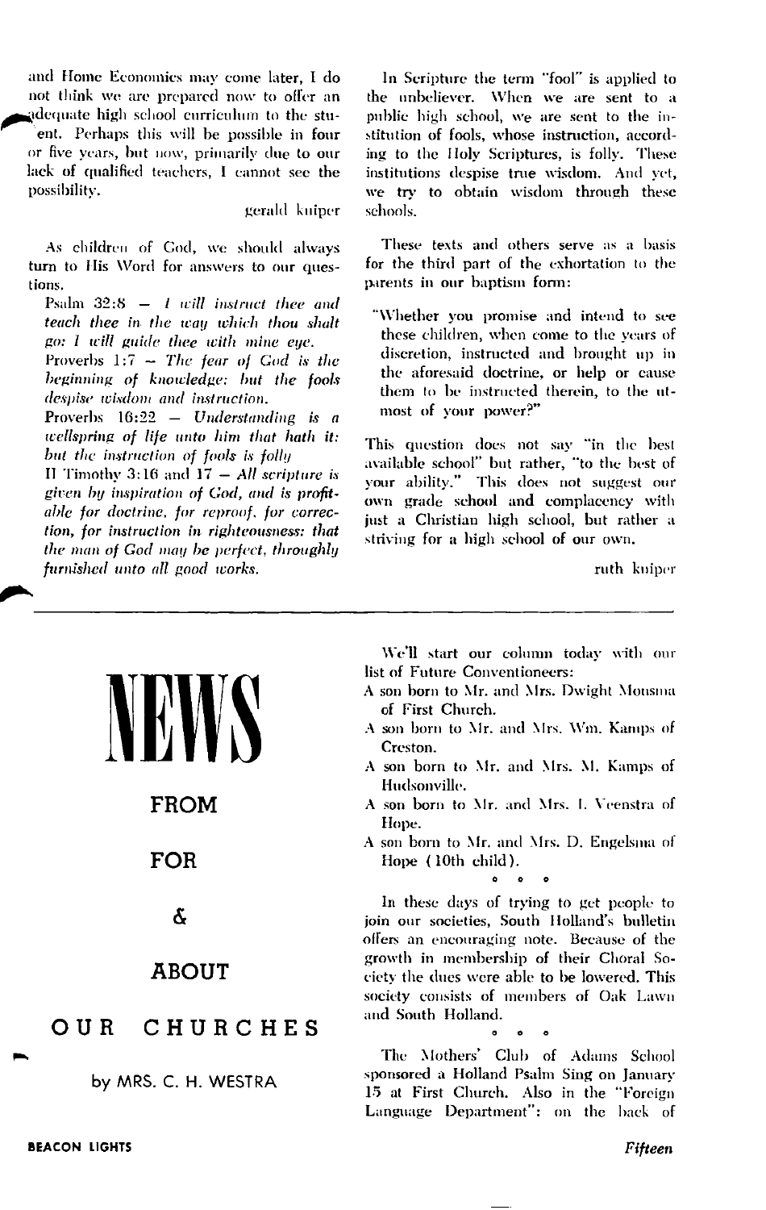and Home Economics may come later, I do not think we are prepared now to offer an adequate high school curriculum to the student. Perhaps this will be possible in four or five years, but now, primarily due to our lack of qualified teachers, I cannot see the possibility.

gerald kuiper

As children of God, we should always turn to His Word for answers to our questions.

Psalm 32:8 — *I will instruct thee and teach thee in the way which thou shalt go: I will guide thee with mine eye.*

Proverbs 1:7 — *The fear of God is the beginning of knowledge: but the fools despise wisdom and instruction.*

Proverbs 16:22 — *Understanding is a wellspring of life unto him that hath it: but the instruction of fools is folly*

II Timothy 3:16 and 17 — *All scripture is given by inspiration of God, and is profitable for doctrine, for reproof, for correction, for instruction in righteousness: that the man of God may be perfect, throughly furnished unto all good works.*

In Scripture the term "fool" is applied to the unbeliever. When we are sent to a public high school, we are sent to the institution of fools, whose instruction, according to the Holy Scriptures, is folly. These institutions despise true wisdom. And yet, we try to obtain wisdom through these schools.

These texts and others serve as a basis for the third part of the exhortation to the parents in our baptism form:

"Whether you promise and intend to see these children, when come to the years of discretion, instructed and brought up in the aforesaid doctrine, or help or cause them to be instructed therein, to the utmost of your power?"

This question does not say "in the best available school" but rather, "to the best of your ability." This does not suggest our own grade school and complacency with just a Christian high school, but rather a striving for a high school of our own.

ruth kuiper

---

# NEWS FROM FOR & ABOUT OUR CHURCHES

by MRS. C. H. WESTRA

We'll start our column today with our list of Future Conventioneers:

A son born to Mr. and Mrs. Dwight Monsma of First Church.

A son born to Mr. and Mrs. Wm. Kamps of Creston.

A son born to Mr. and Mrs. M. Kamps of Hudsonville.

A son born to Mr. and Mrs. I. Veenstra of Hope.

A son born to Mr. and Mrs. D. Engelsma of Hope (10th child).

° ° °

In these days of trying to get people to join our societies, South Holland's bulletin offers an encouraging note. Because of the growth in membership of their Choral Society the dues were able to be lowered. This society consists of members of Oak Lawn and South Holland.

° ° °

The Mothers' Club of Adams School sponsored a Holland Psalm Sing on January 15 at First Church. Also in the "Foreign Language Department": on the back of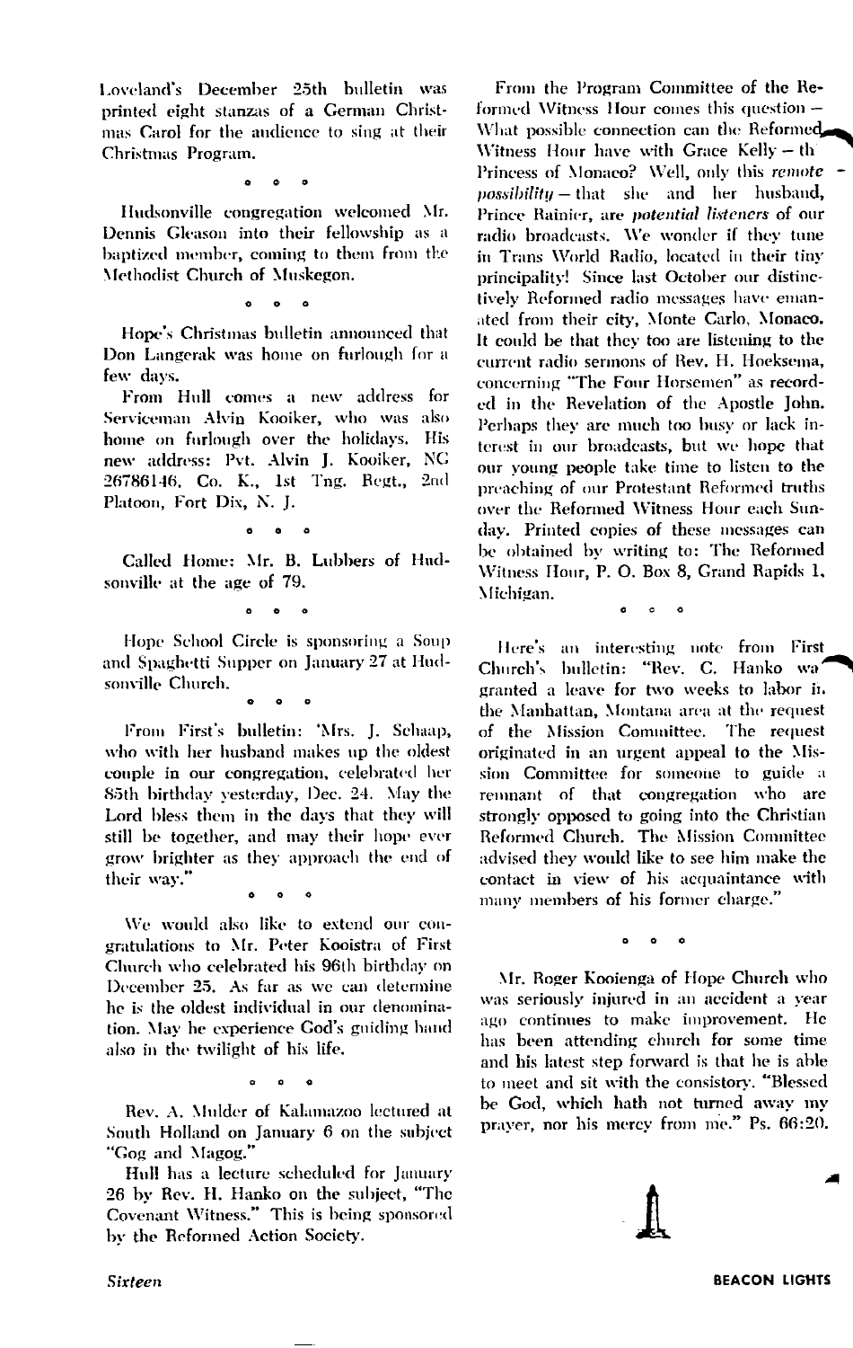Loveland's December 25th bulletin was printed eight stanzas of a German Christmas Carol for the audience to sing at their Christmas Program.

° ° °

Hudsonville congregation welcomed Mr. Dennis Gleason into their fellowship as a baptized member, coming to them from the Methodist Church of Muskegon.

° ° °

Hope's Christmas bulletin announced that Don Langerak was home on furlough for a few days.

From Hull comes a new address for Serviceman Alvin Kooiker, who was also home on furlough over the holidays. His new address: Pvt. Alvin J. Kooiker, NG 26786146, Co. K., 1st Tng. Regt., 2nd Platoon, Fort Dix, N. J.

° ° °

Called Home: Mr. B. Lubbers of Hudsonville at the age of 79.

° ° °

Hope School Circle is sponsoring a Soup and Spaghetti Supper on January 27 at Hudsonville Church.

° ° °

From First's bulletin: 'Mrs. J. Schaap, who with her husband makes up the oldest couple in our congregation, celebrated her 85th birthday yesterday, Dec. 24. May the Lord bless them in the days that they will still be together, and may their hope ever grow brighter as they approach the end of their way."

° ° °

We would also like to extend our congratulations to Mr. Peter Kooistra of First Church who celebrated his 96th birthday on December 25. As far as we can determine he is the oldest individual in our denomination. May he experience God's guiding hand also in the twilight of his life.

° ° °

Rev. A. Mulder of Kalamazoo lectured at South Holland on January 6 on the subject "Gog and Magog."

Hull has a lecture scheduled for January 26 by Rev. H. Hanko on the subject, "The Covenant Witness." This is being sponsored by the Reformed Action Society.

From the Program Committee of the Reformed Witness Hour comes this question — What possible connection can the Reformed Witness Hour have with Grace Kelly — the Princess of Monaco? Well, only this *remote possibility* — that she and her husband, Prince Rainier, are *potential listeners* of our radio broadcasts. We wonder if they tune in Trans World Radio, located in their tiny principality! Since last October our distinctively Reformed radio messages have emanated from their city, Monte Carlo, Monaco. It could be that they too are listening to the current radio sermons of Rev. H. Hoeksema, concerning "The Four Horsemen" as recorded in the Revelation of the Apostle John. Perhaps they are much too busy or lack interest in our broadcasts, but we hope that our young people take time to listen to the preaching of our Protestant Reformed truths over the Reformed Witness Hour each Sunday. Printed copies of these messages can be obtained by writing to: The Reformed Witness Hour, P. O. Box 8, Grand Rapids 1, Michigan.

° ° °

Here's an interesting note from First Church's bulletin: "Rev. C. Hanko was granted a leave for two weeks to labor in the Manhattan, Montana area at the request of the Mission Committee. The request originated in an urgent appeal to the Mission Committee for someone to guide a remnant of that congregation who are strongly opposed to going into the Christian Reformed Church. The Mission Committee advised they would like to see him make the contact in view of his acquaintance with many members of his former charge."

° ° °

Mr. Roger Kooienga of Hope Church who was seriously injured in an accident a year ago continues to make improvement. He has been attending church for some time and his latest step forward is that he is able to meet and sit with the consistory. "Blessed be God, which hath not turned away my prayer, nor his mercy from me." Ps. 66:20.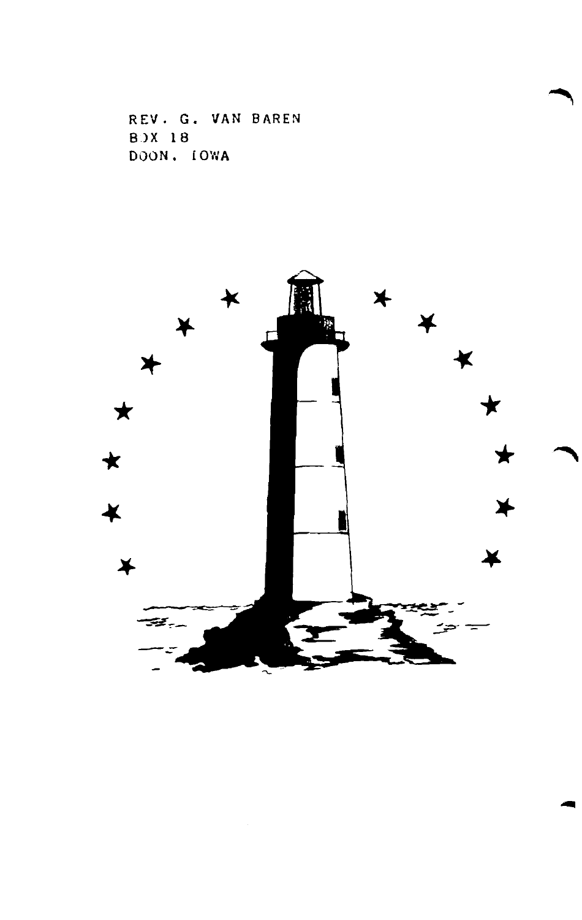REV. G. VAN BAREN
BOX 18
DOON, IOWA